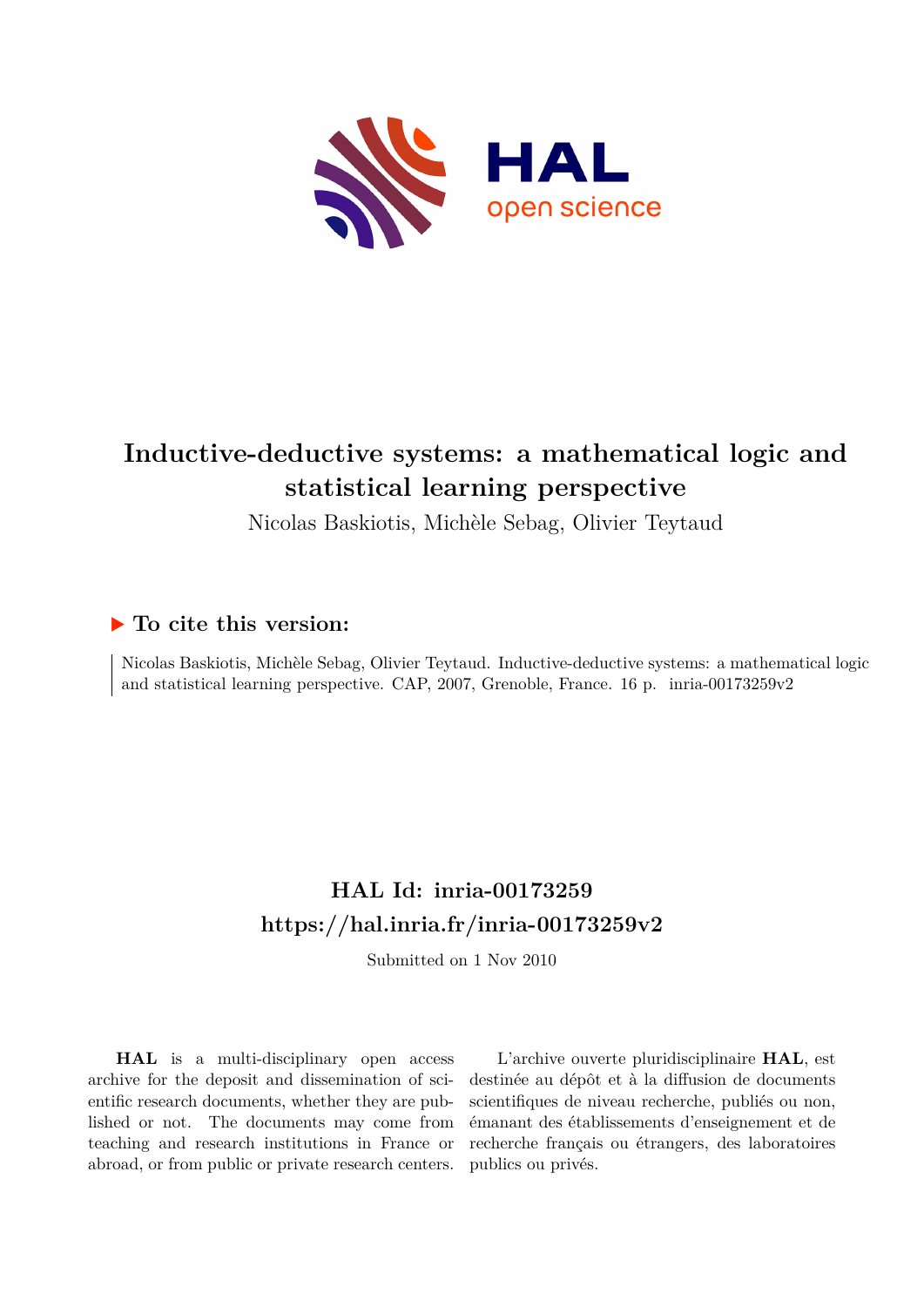# Inductive-deductive systems: a mathematical logic and statistical learning perspective

Nicolas Baskiotis, Michèle Sebag, Olivier Teytaud

## ▶ To cite this version:

Nicolas Baskiotis, Michèle Sebag, Olivier Teytaud. Inductive-deductive systems: a mathematical logic and statistical learning perspective. CAP, 2007, Grenoble, France. 16 p. inria-00173259v2

## HAL Id: inria-00173259

## https://hal.inria.fr/inria-00173259v2

Submitted on 1 Nov 2010

**HAL** is a multi-disciplinary open access archive for the deposit and dissemination of scientific research documents, whether they are published or not. The documents may come from teaching and research institutions in France or abroad, or from public or private research centers.

L'archive ouverte pluridisciplinaire **HAL**, est destinée au dépôt et à la diffusion de documents scientifiques de niveau recherche, publiés ou non, émanant des établissements d'enseignement et de recherche français ou étrangers, des laboratoires publics ou privés.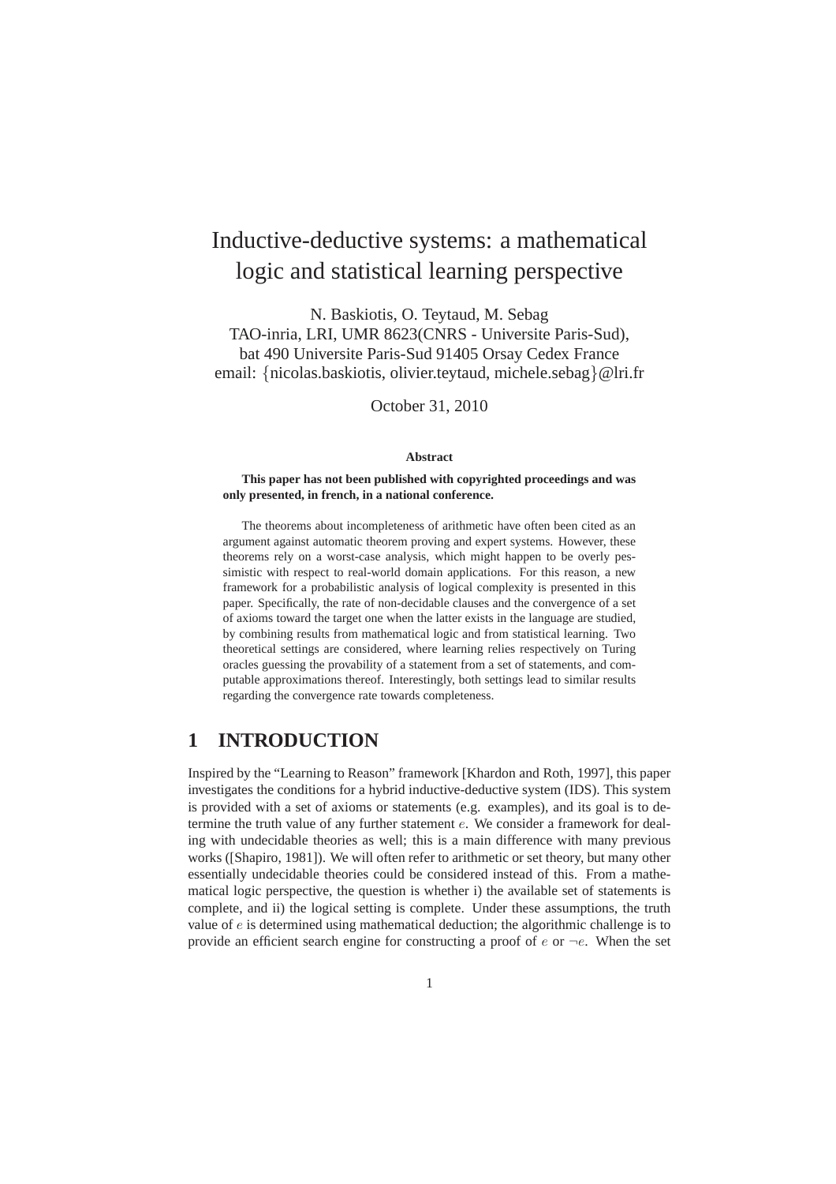# Inductive-deductive systems: a mathematical logic and statistical learning perspective

N. Baskiotis, O. Teytaud, M. Sebag
TAO-inria, LRI, UMR 8623(CNRS - Universite Paris-Sud),
bat 490 Universite Paris-Sud 91405 Orsay Cedex France
email: {nicolas.baskiotis, olivier.teytaud, michele.sebag}@lri.fr

October 31, 2010

**Abstract**

**This paper has not been published with copyrighted proceedings and was only presented, in french, in a national conference.**

The theorems about incompleteness of arithmetic have often been cited as an argument against automatic theorem proving and expert systems. However, these theorems rely on a worst-case analysis, which might happen to be overly pessimistic with respect to real-world domain applications. For this reason, a new framework for a probabilistic analysis of logical complexity is presented in this paper. Specifically, the rate of non-decidable clauses and the convergence of a set of axioms toward the target one when the latter exists in the language are studied, by combining results from mathematical logic and from statistical learning. Two theoretical settings are considered, where learning relies respectively on Turing oracles guessing the provability of a statement from a set of statements, and computable approximations thereof. Interestingly, both settings lead to similar results regarding the convergence rate towards completeness.

## 1 INTRODUCTION

Inspired by the "Learning to Reason" framework [Khardon and Roth, 1997], this paper investigates the conditions for a hybrid inductive-deductive system (IDS). This system is provided with a set of axioms or statements (e.g. examples), and its goal is to determine the truth value of any further statement $e$. We consider a framework for dealing with undecidable theories as well; this is a main difference with many previous works ([Shapiro, 1981]). We will often refer to arithmetic or set theory, but many other essentially undecidable theories could be considered instead of this. From a mathematical logic perspective, the question is whether i) the available set of statements is complete, and ii) the logical setting is complete. Under these assumptions, the truth value of $e$ is determined using mathematical deduction; the algorithmic challenge is to provide an efficient search engine for constructing a proof of $e$ or $\neg e$. When the set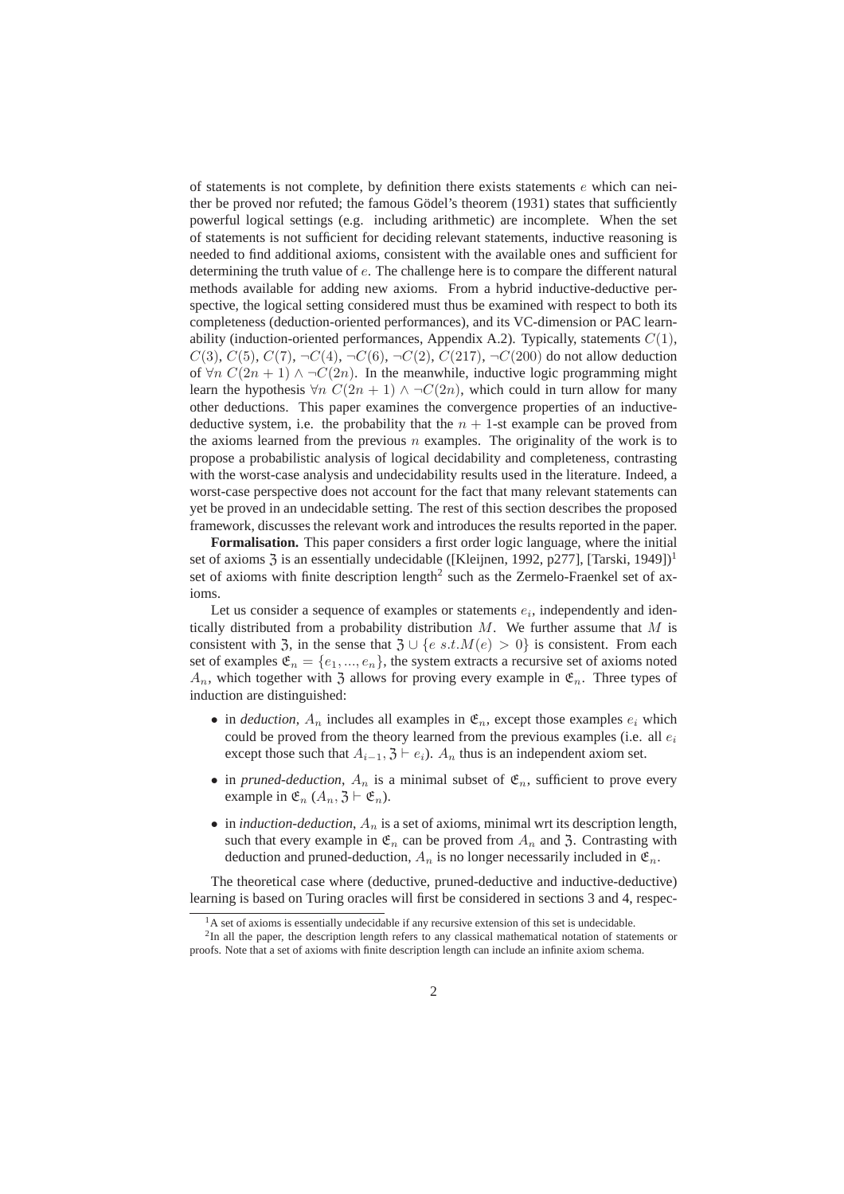of statements is not complete, by definition there exists statements $e$ which can neither be proved nor refuted; the famous Gödel's theorem (1931) states that sufficiently powerful logical settings (e.g. including arithmetic) are incomplete. When the set of statements is not sufficient for deciding relevant statements, inductive reasoning is needed to find additional axioms, consistent with the available ones and sufficient for determining the truth value of $e$. The challenge here is to compare the different natural methods available for adding new axioms. From a hybrid inductive-deductive perspective, the logical setting considered must thus be examined with respect to both its completeness (deduction-oriented performances), and its VC-dimension or PAC learnability (induction-oriented performances, Appendix A.2). Typically, statements $C(1)$, $C(3)$, $C(5)$, $C(7)$, $\neg C(4)$, $\neg C(6)$, $\neg C(2)$, $C(217)$, $\neg C(200)$ do not allow deduction of $\forall n \ C(2n+1) \wedge \neg C(2n)$. In the meanwhile, inductive logic programming might learn the hypothesis $\forall n \ C(2n+1) \wedge \neg C(2n)$, which could in turn allow for many other deductions. This paper examines the convergence properties of an inductive-deductive system, i.e. the probability that the $n+1$-st example can be proved from the axioms learned from the previous $n$ examples. The originality of the work is to propose a probabilistic analysis of logical decidability and completeness, contrasting with the worst-case analysis and undecidability results used in the literature. Indeed, a worst-case perspective does not account for the fact that many relevant statements can yet be proved in an undecidable setting. The rest of this section describes the proposed framework, discusses the relevant work and introduces the results reported in the paper.

**Formalisation.** This paper considers a first order logic language, where the initial set of axioms $\mathfrak{Z}$ is an essentially undecidable ([Kleijnen, 1992, p277], [Tarski, 1949])[1] set of axioms with finite description length[2] such as the Zermelo-Fraenkel set of axioms.

Let us consider a sequence of examples or statements $e_i$, independently and identically distributed from a probability distribution $M$. We further assume that $M$ is consistent with $\mathfrak{Z}$, in the sense that $\mathfrak{Z} \cup \{e \ s.t. M(e) > 0\}$ is consistent. From each set of examples $\mathfrak{E}_n = \{e_1, ..., e_n\}$, the system extracts a recursive set of axioms noted $A_n$, which together with $\mathfrak{Z}$ allows for proving every example in $\mathfrak{E}_n$. Three types of induction are distinguished:

- in *deduction*, $A_n$ includes all examples in $\mathfrak{E}_n$, except those examples $e_i$ which could be proved from the theory learned from the previous examples (i.e. all $e_i$ except those such that $A_{i-1}, \mathfrak{Z} \vdash e_i$). $A_n$ thus is an independent axiom set.
- in *pruned-deduction*, $A_n$ is a minimal subset of $\mathfrak{E}_n$, sufficient to prove every example in $\mathfrak{E}_n$ ($A_n, \mathfrak{Z} \vdash \mathfrak{E}_n$).
- in *induction-deduction*, $A_n$ is a set of axioms, minimal wrt its description length, such that every example in $\mathfrak{E}_n$ can be proved from $A_n$ and $\mathfrak{Z}$. Contrasting with deduction and pruned-deduction, $A_n$ is no longer necessarily included in $\mathfrak{E}_n$.

The theoretical case where (deductive, pruned-deductive and inductive-deductive) learning is based on Turing oracles will first be considered in sections 3 and 4, respec-

[1] A set of axioms is essentially undecidable if any recursive extension of this set is undecidable.

[2] In all the paper, the description length refers to any classical mathematical notation of statements or proofs. Note that a set of axioms with finite description length can include an infinite axiom schema.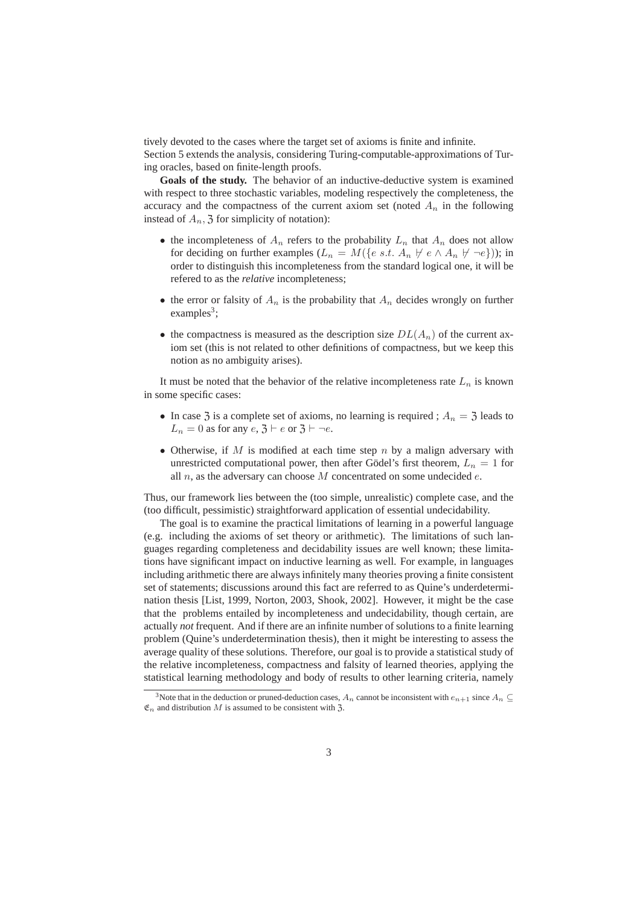tively devoted to the cases where the target set of axioms is finite and infinite.
Section 5 extends the analysis, considering Turing-computable-approximations of Turing oracles, based on finite-length proofs.

**Goals of the study.** The behavior of an inductive-deductive system is examined with respect to three stochastic variables, modeling respectively the completeness, the accuracy and the compactness of the current axiom set (noted $A_n$ in the following instead of $A_n, \mathfrak{Z}$ for simplicity of notation):

- the incompleteness of $A_n$ refers to the probability $L_n$ that $A_n$ does not allow for deciding on further examples ($L_n = M(\{e \ s.t. \ A_n \not\vdash e \wedge A_n \not\vdash \neg e\})$); in order to distinguish this incompleteness from the standard logical one, it will be refered to as the *relative* incompleteness;
- the error or falsity of $A_n$ is the probability that $A_n$ decides wrongly on further examples[3];
- the compactness is measured as the description size $DL(A_n)$ of the current axiom set (this is not related to other definitions of compactness, but we keep this notion as no ambiguity arises).

It must be noted that the behavior of the relative incompleteness rate $L_n$ is known in some specific cases:

- In case $\mathfrak{Z}$ is a complete set of axioms, no learning is required ; $A_n = \mathfrak{Z}$ leads to $L_n = 0$ as for any $e$, $\mathfrak{Z} \vdash e$ or $\mathfrak{Z} \vdash \neg e$.
- Otherwise, if $M$ is modified at each time step $n$ by a malign adversary with unrestricted computational power, then after Gödel's first theorem, $L_n = 1$ for all $n$, as the adversary can choose $M$ concentrated on some undecided $e$.

Thus, our framework lies between the (too simple, unrealistic) complete case, and the (too difficult, pessimistic) straightforward application of essential undecidability.

The goal is to examine the practical limitations of learning in a powerful language (e.g. including the axioms of set theory or arithmetic). The limitations of such languages regarding completeness and decidability issues are well known; these limitations have significant impact on inductive learning as well. For example, in languages including arithmetic there are always infinitely many theories proving a finite consistent set of statements; discussions around this fact are referred to as Quine's underdetermination thesis [List, 1999, Norton, 2003, Shook, 2002]. However, it might be the case that the problems entailed by incompleteness and undecidability, though certain, are actually *not* frequent. And if there are an infinite number of solutions to a finite learning problem (Quine's underdetermination thesis), then it might be interesting to assess the average quality of these solutions. Therefore, our goal is to provide a statistical study of the relative incompleteness, compactness and falsity of learned theories, applying the statistical learning methodology and body of results to other learning criteria, namely

[3] Note that in the deduction or pruned-deduction cases, $A_n$ cannot be inconsistent with $e_{n+1}$ since $A_n \subseteq \mathfrak{E}_n$ and distribution $M$ is assumed to be consistent with $\mathfrak{Z}$.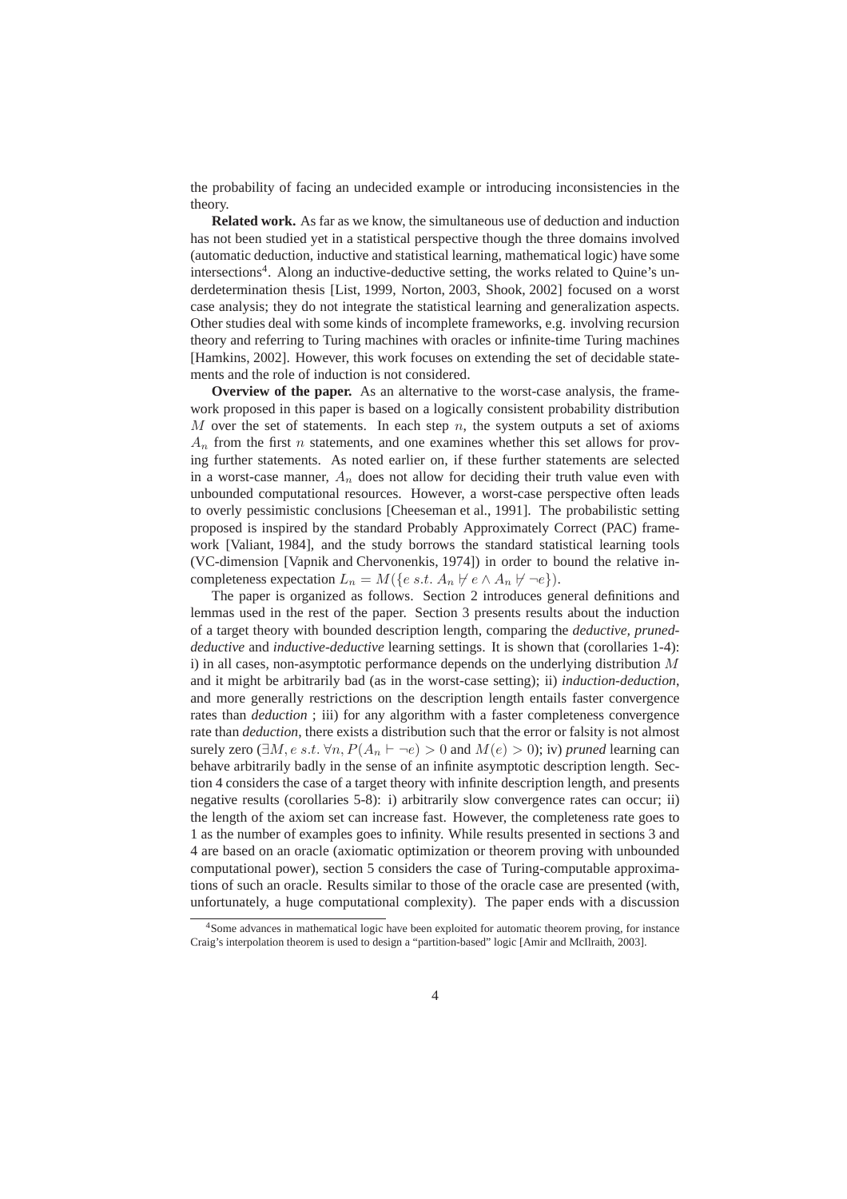the probability of facing an undecided example or introducing inconsistencies in the theory.

**Related work.** As far as we know, the simultaneous use of deduction and induction has not been studied yet in a statistical perspective though the three domains involved (automatic deduction, inductive and statistical learning, mathematical logic) have some intersections[4]. Along an inductive-deductive setting, the works related to Quine's underdetermination thesis [List, 1999, Norton, 2003, Shook, 2002] focused on a worst case analysis; they do not integrate the statistical learning and generalization aspects. Other studies deal with some kinds of incomplete frameworks, e.g. involving recursion theory and referring to Turing machines with oracles or infinite-time Turing machines [Hamkins, 2002]. However, this work focuses on extending the set of decidable statements and the role of induction is not considered.

**Overview of the paper.** As an alternative to the worst-case analysis, the framework proposed in this paper is based on a logically consistent probability distribution $M$ over the set of statements. In each step $n$, the system outputs a set of axioms $A_n$ from the first $n$ statements, and one examines whether this set allows for proving further statements. As noted earlier on, if these further statements are selected in a worst-case manner, $A_n$ does not allow for deciding their truth value even with unbounded computational resources. However, a worst-case perspective often leads to overly pessimistic conclusions [Cheeseman et al., 1991]. The probabilistic setting proposed is inspired by the standard Probably Approximately Correct (PAC) framework [Valiant, 1984], and the study borrows the standard statistical learning tools (VC-dimension [Vapnik and Chervonenkis, 1974]) in order to bound the relative incompleteness expectation $L_n = M(\{e \; s.t. \; A_n \not\vdash e \wedge A_n \not\vdash \neg e\})$.

The paper is organized as follows. Section 2 introduces general definitions and lemmas used in the rest of the paper. Section 3 presents results about the induction of a target theory with bounded description length, comparing the *deductive*, *pruned-deductive* and *inductive-deductive* learning settings. It is shown that (corollaries 1-4): i) in all cases, non-asymptotic performance depends on the underlying distribution $M$ and it might be arbitrarily bad (as in the worst-case setting); ii) *induction-deduction*, and more generally restrictions on the description length entails faster convergence rates than *deduction* ; iii) for any algorithm with a faster completeness convergence rate than *deduction*, there exists a distribution such that the error or falsity is not almost surely zero ($\exists M, e \; s.t. \; \forall n, P(A_n \vdash \neg e) > 0$ and $M(e) > 0$); iv) *pruned* learning can behave arbitrarily badly in the sense of an infinite asymptotic description length. Section 4 considers the case of a target theory with infinite description length, and presents negative results (corollaries 5-8): i) arbitrarily slow convergence rates can occur; ii) the length of the axiom set can increase fast. However, the completeness rate goes to 1 as the number of examples goes to infinity. While results presented in sections 3 and 4 are based on an oracle (axiomatic optimization or theorem proving with unbounded computational power), section 5 considers the case of Turing-computable approximations of such an oracle. Results similar to those of the oracle case are presented (with, unfortunately, a huge computational complexity). The paper ends with a discussion

[4] Some advances in mathematical logic have been exploited for automatic theorem proving, for instance Craig's interpolation theorem is used to design a "partition-based" logic [Amir and McIlraith, 2003].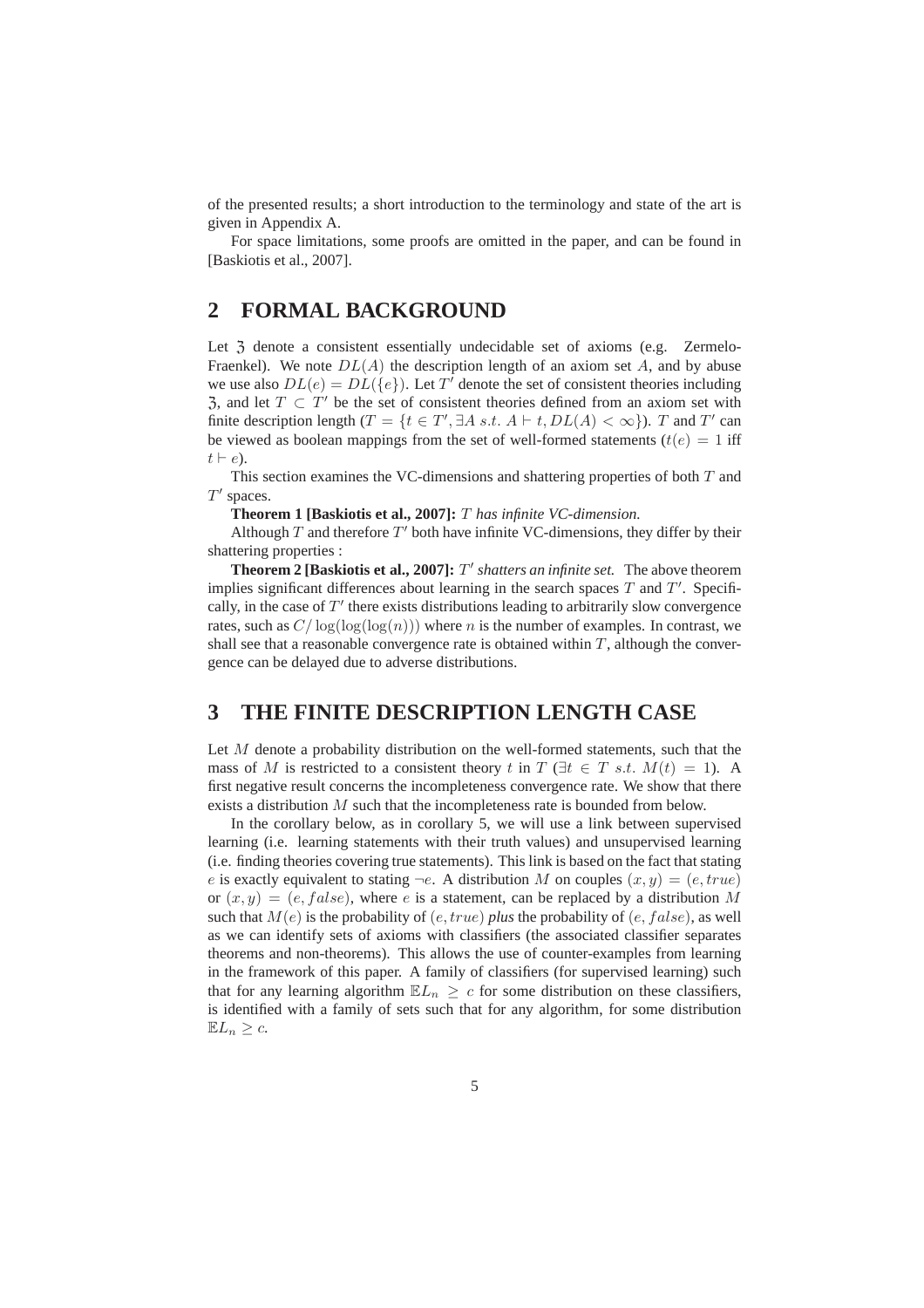of the presented results; a short introduction to the terminology and state of the art is given in Appendix A.

For space limitations, some proofs are omitted in the paper, and can be found in [Baskiotis et al., 2007].

## 2 FORMAL BACKGROUND

Let $\mathfrak{Z}$ denote a consistent essentially undecidable set of axioms (e.g. Zermelo-Fraenkel). We note $DL(A)$ the description length of an axiom set $A$, and by abuse we use also $DL(e) = DL(\{e\})$. Let $T'$ denote the set of consistent theories including $\mathfrak{Z}$, and let $T \subset T'$ be the set of consistent theories defined from an axiom set with finite description length ($T = \{t \in T', \exists A \; s.t. \; A \vdash t, DL(A) < \infty\}$). $T$ and $T'$ can be viewed as boolean mappings from the set of well-formed statements ($t(e) = 1$ iff $t \vdash e$).

This section examines the VC-dimensions and shattering properties of both $T$ and $T'$ spaces.

**Theorem 1 [Baskiotis et al., 2007]:** *$T$ has infinite VC-dimension.*

Although $T$ and therefore $T'$ both have infinite VC-dimensions, they differ by their shattering properties :

**Theorem 2 [Baskiotis et al., 2007]:** *$T'$ shatters an infinite set.* The above theorem implies significant differences about learning in the search spaces $T$ and $T'$. Specifically, in the case of $T'$ there exists distributions leading to arbitrarily slow convergence rates, such as $C/\log(\log(\log(n)))$ where $n$ is the number of examples. In contrast, we shall see that a reasonable convergence rate is obtained within $T$, although the convergence can be delayed due to adverse distributions.

## 3 THE FINITE DESCRIPTION LENGTH CASE

Let $M$ denote a probability distribution on the well-formed statements, such that the mass of $M$ is restricted to a consistent theory $t$ in $T$ ($\exists t \in T \; s.t. \; M(t) = 1$). A first negative result concerns the incompleteness convergence rate. We show that there exists a distribution $M$ such that the incompleteness rate is bounded from below.

In the corollary below, as in corollary 5, we will use a link between supervised learning (i.e. learning statements with their truth values) and unsupervised learning (i.e. finding theories covering true statements). This link is based on the fact that stating $e$ is exactly equivalent to stating $\neg e$. A distribution $M$ on couples $(x, y) = (e, true)$ or $(x, y) = (e, false)$, where $e$ is a statement, can be replaced by a distribution $M$ such that $M(e)$ is the probability of $(e, true)$ *plus* the probability of $(e, false)$, as well as we can identify sets of axioms with classifiers (the associated classifier separates theorems and non-theorems). This allows the use of counter-examples from learning in the framework of this paper. A family of classifiers (for supervised learning) such that for any learning algorithm $\mathbb{E}L_n \geq c$ for some distribution on these classifiers, is identified with a family of sets such that for any algorithm, for some distribution $\mathbb{E}L_n \geq c$.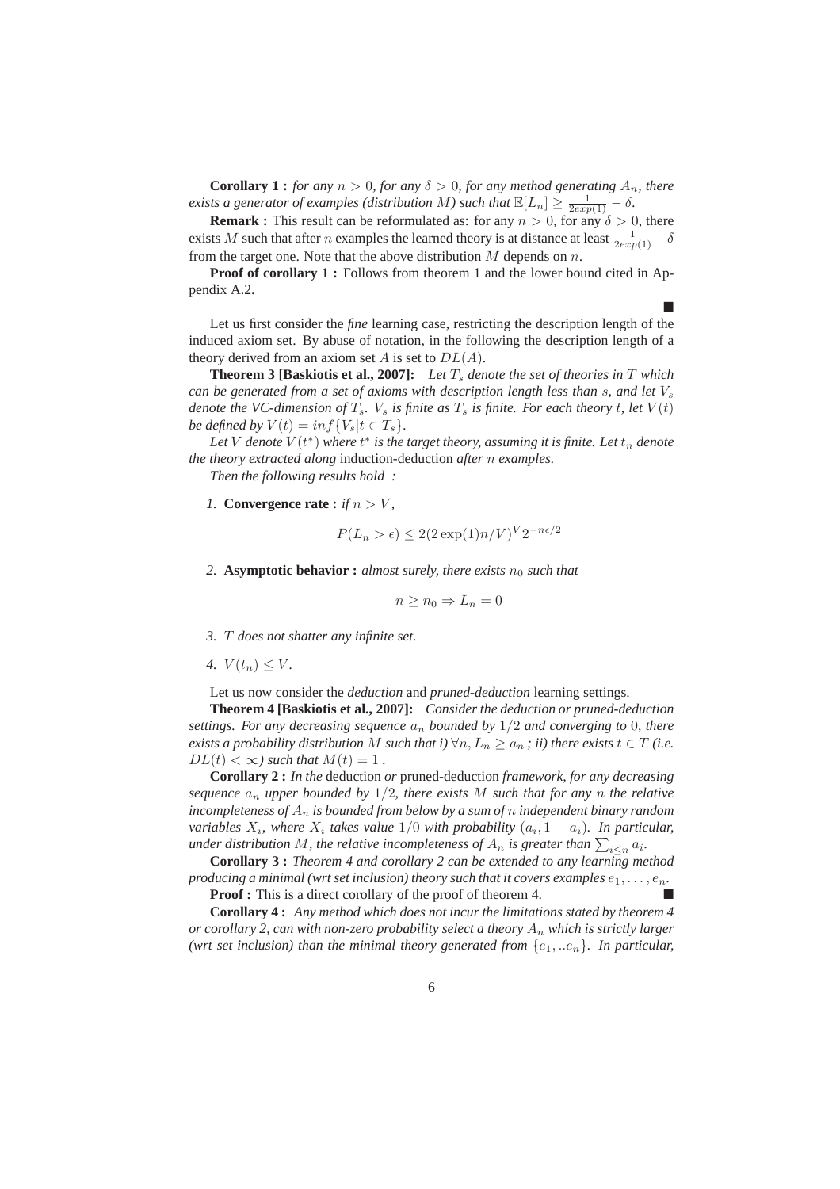**Corollary 1 :** *for any $n > 0$, for any $\delta > 0$, for any method generating $A_n$, there exists a generator of examples (distribution $M$) such that $\mathbb{E}[L_n] \geq \frac{1}{2exp(1)} - \delta$.*

**Remark :** This result can be reformulated as: for any $n > 0$, for any $\delta > 0$, there exists $M$ such that after $n$ examples the learned theory is at distance at least $\frac{1}{2exp(1)} - \delta$ from the target one. Note that the above distribution $M$ depends on $n$.

**Proof of corollary 1 :** Follows from theorem 1 and the lower bound cited in Appendix A.2.

■

Let us first consider the *fine* learning case, restricting the description length of the induced axiom set. By abuse of notation, in the following the description length of a theory derived from an axiom set $A$ is set to $DL(A)$.

**Theorem 3 [Baskiotis et al., 2007]:** *Let $T_s$ denote the set of theories in $T$ which can be generated from a set of axioms with description length less than $s$, and let $V_s$ denote the VC-dimension of $T_s$. $V_s$ is finite as $T_s$ is finite. For each theory $t$, let $V(t)$ be defined by $V(t) = inf\{V_s | t \in T_s\}$.*

*Let $V$ denote $V(t^*)$ where $t^*$ is the target theory, assuming it is finite. Let $t_n$ denote the theory extracted along* induction-deduction *after $n$ examples.*

*Then the following results hold :*

1. **Convergence rate :** *if $n > V$,*

$$P(L_n > \epsilon) \leq 2(2\exp(1)n/V)^V 2^{-n\epsilon/2}$$

2. **Asymptotic behavior :** *almost surely, there exists $n_0$ such that*

$$n \geq n_0 \Rightarrow L_n = 0$$

3. *$T$ does not shatter any infinite set.*

4. *$V(t_n) \leq V$.*

Let us now consider the *deduction* and *pruned-deduction* learning settings.

**Theorem 4 [Baskiotis et al., 2007]:** *Consider the deduction or pruned-deduction settings. For any decreasing sequence $a_n$ bounded by $1/2$ and converging to $0$, there exists a probability distribution $M$ such that i) $\forall n, L_n \geq a_n$ ; ii) there exists $t \in T$ (i.e. $DL(t) < \infty$) such that $M(t) = 1$ .*

**Corollary 2 :** *In the* deduction *or* pruned-deduction *framework, for any decreasing sequence $a_n$ upper bounded by $1/2$, there exists $M$ such that for any $n$ the relative incompleteness of $A_n$ is bounded from below by a sum of $n$ independent binary random variables $X_i$, where $X_i$ takes value $1/0$ with probability $(a_i, 1 - a_i)$. In particular, under distribution $M$, the relative incompleteness of $A_n$ is greater than $\sum_{i \leq n} a_i$.*

**Corollary 3 :** *Theorem 4 and corollary 2 can be extended to any learning method producing a minimal (wrt set inclusion) theory such that it covers examples $e_1, \ldots, e_n$.*

**Proof :** This is a direct corollary of the proof of theorem 4. ■

**Corollary 4 :** *Any method which does not incur the limitations stated by theorem 4 or corollary 2, can with non-zero probability select a theory $A_n$ which is strictly larger (wrt set inclusion) than the minimal theory generated from $\{e_1, ..e_n\}$. In particular,*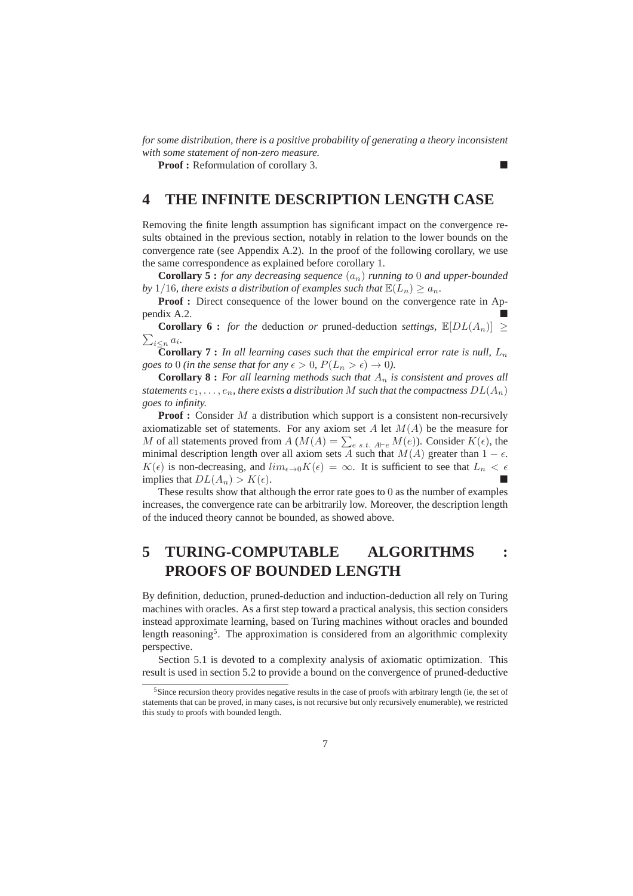*for some distribution, there is a positive probability of generating a theory inconsistent with some statement of non-zero measure.*

**Proof :** Reformulation of corollary 3. ■

# 4 THE INFINITE DESCRIPTION LENGTH CASE

Removing the finite length assumption has significant impact on the convergence results obtained in the previous section, notably in relation to the lower bounds on the convergence rate (see Appendix A.2). In the proof of the following corollary, we use the same correspondence as explained before corollary 1.

**Corollary 5 :** *for any decreasing sequence $(a_n)$ running to $0$ and upper-bounded by $1/16$, there exists a distribution of examples such that $\mathbb{E}(L_n) \geq a_n$.*

**Proof :** Direct consequence of the lower bound on the convergence rate in Appendix A.2. ■

**Corollary 6 :** *for the* deduction *or* pruned-deduction *settings, $\mathbb{E}[DL(A_n)] \geq \sum_{i \leq n} a_i$.*

**Corollary 7 :** *In all learning cases such that the empirical error rate is null, $L_n$ goes to $0$ (in the sense that for any $\epsilon > 0$, $P(L_n > \epsilon) \to 0$).*

**Corollary 8 :** *For all learning methods such that $A_n$ is consistent and proves all statements $e_1, \ldots, e_n$, there exists a distribution $M$ such that the compactness $DL(A_n)$ goes to infinity.*

**Proof :** Consider $M$ a distribution which support is a consistent non-recursively axiomatizable set of statements. For any axiom set $A$ let $M(A)$ be the measure for $M$ of all statements proved from $A$ ($M(A) = \sum_{e \ s.t. \ A \vdash e} M(e)$). Consider $K(\epsilon)$, the minimal description length over all axiom sets $A$ such that $M(A)$ greater than $1 - \epsilon$. $K(\epsilon)$ is non-decreasing, and $lim_{\epsilon \to 0} K(\epsilon) = \infty$. It is sufficient to see that $L_n < \epsilon$ implies that $DL(A_n) > K(\epsilon)$. ■

These results show that although the error rate goes to $0$ as the number of examples increases, the convergence rate can be arbitrarily low. Moreover, the description length of the induced theory cannot be bounded, as showed above.

# 5 TURING-COMPUTABLE ALGORITHMS : PROOFS OF BOUNDED LENGTH

By definition, deduction, pruned-deduction and induction-deduction all rely on Turing machines with oracles. As a first step toward a practical analysis, this section considers instead approximate learning, based on Turing machines without oracles and bounded length reasoning[5]. The approximation is considered from an algorithmic complexity perspective.

Section 5.1 is devoted to a complexity analysis of axiomatic optimization. This result is used in section 5.2 to provide a bound on the convergence of pruned-deductive

[5] Since recursion theory provides negative results in the case of proofs with arbitrary length (ie, the set of statements that can be proved, in many cases, is not recursive but only recursively enumerable), we restricted this study to proofs with bounded length.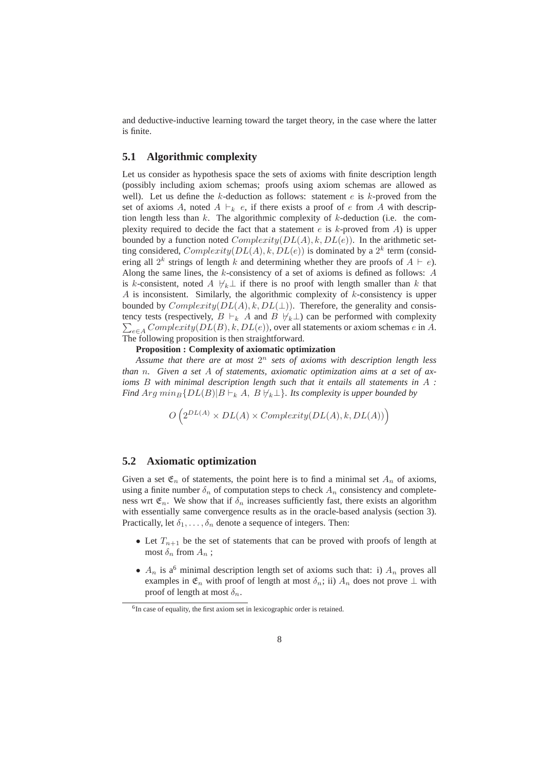and deductive-inductive learning toward the target theory, in the case where the latter is finite.

## 5.1 Algorithmic complexity

Let us consider as hypothesis space the sets of axioms with finite description length (possibly including axiom schemas; proofs using axiom schemas are allowed as well). Let us define the $k$-deduction as follows: statement $e$ is $k$-proved from the set of axioms $A$, noted $A \vdash_k e$, if there exists a proof of $e$ from $A$ with description length less than $k$. The algorithmic complexity of $k$-deduction (i.e. the complexity required to decide the fact that a statement $e$ is $k$-proved from $A$) is upper bounded by a function noted $Complexity(DL(A), k, DL(e))$. In the arithmetic setting considered, $Complexity(DL(A), k, DL(e))$ is dominated by a $2^k$ term (considering all $2^k$ strings of length $k$ and determining whether they are proofs of $A \vdash e$). Along the same lines, the $k$-consistency of a set of axioms is defined as follows: $A$ is $k$-consistent, noted $A \not\vdash_k \bot$ if there is no proof with length smaller than $k$ that $A$ is inconsistent. Similarly, the algorithmic complexity of $k$-consistency is upper bounded by $Complexity(DL(A), k, DL(\bot))$. Therefore, the generality and consistency tests (respectively, $B \vdash_k A$ and $B \not\vdash_k \bot$) can be performed with complexity $\sum_{e \in A} Complexity(DL(B), k, DL(e))$, over all statements or axiom schemas $e$ in $A$. The following proposition is then straightforward.

**Proposition : Complexity of axiomatic optimization**

*Assume that there are at most $2^n$ sets of axioms with description length less than $n$. Given a set $A$ of statements, axiomatic optimization aims at a set of axioms $B$ with minimal description length such that it entails all statements in $A$ : Find $Arg\ min_B\{DL(B)|B \vdash_k A,\ B \not\vdash_k \bot\}$. Its complexity is upper bounded by*

$$O\left(2^{DL(A)} \times DL(A) \times Complexity(DL(A), k, DL(A))\right)$$

## 5.2 Axiomatic optimization

Given a set $\mathfrak{E}_n$ of statements, the point here is to find a minimal set $A_n$ of axioms, using a finite number $\delta_n$ of computation steps to check $A_n$ consistency and completeness wrt $\mathfrak{E}_n$. We show that if $\delta_n$ increases sufficiently fast, there exists an algorithm with essentially same convergence results as in the oracle-based analysis (section 3). Practically, let $\delta_1, \ldots, \delta_n$ denote a sequence of integers. Then:

- Let $T_{n+1}$ be the set of statements that can be proved with proofs of length at most $\delta_n$ from $A_n$ ;
- $A_n$ is a[6] minimal description length set of axioms such that: i) $A_n$ proves all examples in $\mathfrak{E}_n$ with proof of length at most $\delta_n$; ii) $A_n$ does not prove $\bot$ with proof of length at most $\delta_n$.

[6] In case of equality, the first axiom set in lexicographic order is retained.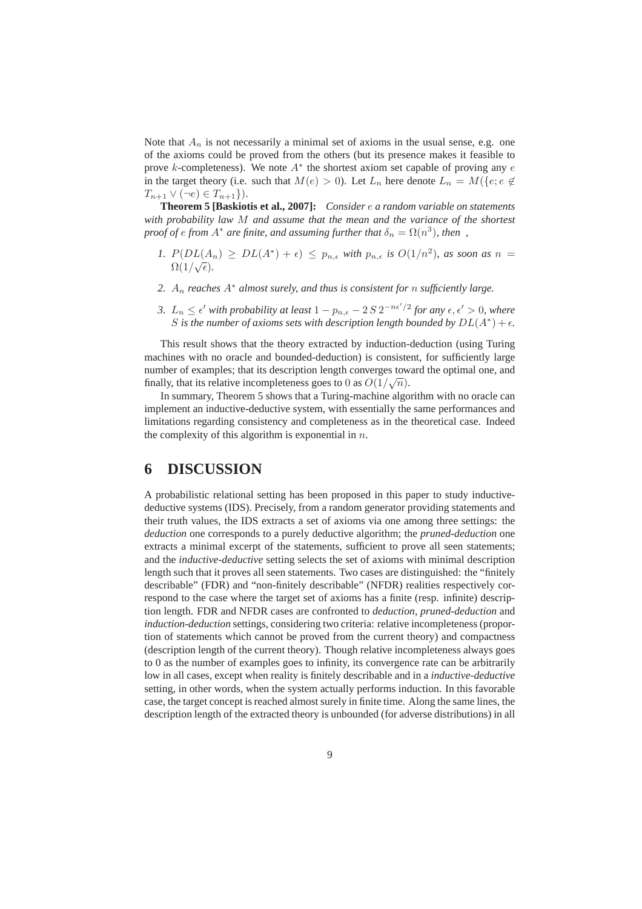Note that $A_n$ is not necessarily a minimal set of axioms in the usual sense, e.g. one of the axioms could be proved from the others (but its presence makes it feasible to prove $k$-completeness). We note $A^*$ the shortest axiom set capable of proving any $e$ in the target theory (i.e. such that $M(e) > 0$). Let $L_n$ here denote $L_n = M(\{e; e \notin T_{n+1} \vee (\neg e) \in T_{n+1}\})$.

**Theorem 5 [Baskiotis et al., 2007]:** *Consider $e$ a random variable on statements with probability law $M$ and assume that the mean and the variance of the shortest proof of $e$ from $A^*$ are finite, and assuming further that $\delta_n = \Omega(n^3)$, then ,*

1. *$P(DL(A_n) \geq DL(A^*) + \epsilon) \leq p_{n,\epsilon}$ with $p_{n,\epsilon}$ is $O(1/n^2)$, as soon as $n = \Omega(1/\sqrt{\epsilon})$.*
2. *$A_n$ reaches $A^*$ almost surely, and thus is consistent for $n$ sufficiently large.*
3. *$L_n \leq \epsilon'$ with probability at least $1 - p_{n,\epsilon} - 2\,S\,2^{-n\epsilon'/2}$ for any $\epsilon, \epsilon' > 0$, where $S$ is the number of axioms sets with description length bounded by $DL(A^*) + \epsilon$.*

This result shows that the theory extracted by induction-deduction (using Turing machines with no oracle and bounded-deduction) is consistent, for sufficiently large number of examples; that its description length converges toward the optimal one, and finally, that its relative incompleteness goes to 0 as $O(1/\sqrt{n})$.

In summary, Theorem 5 shows that a Turing-machine algorithm with no oracle can implement an inductive-deductive system, with essentially the same performances and limitations regarding consistency and completeness as in the theoretical case. Indeed the complexity of this algorithm is exponential in $n$.

# 6 DISCUSSION

A probabilistic relational setting has been proposed in this paper to study inductive-deductive systems (IDS). Precisely, from a random generator providing statements and their truth values, the IDS extracts a set of axioms via one among three settings: the *deduction* one corresponds to a purely deductive algorithm; the *pruned-deduction* one extracts a minimal excerpt of the statements, sufficient to prove all seen statements; and the *inductive-deductive* setting selects the set of axioms with minimal description length such that it proves all seen statements. Two cases are distinguished: the "finitely describable" (FDR) and "non-finitely describable" (NFDR) realities respectively correspond to the case where the target set of axioms has a finite (resp. infinite) description length. FDR and NFDR cases are confronted to *deduction*, *pruned-deduction* and *induction-deduction* settings, considering two criteria: relative incompleteness (proportion of statements which cannot be proved from the current theory) and compactness (description length of the current theory). Though relative incompleteness always goes to 0 as the number of examples goes to infinity, its convergence rate can be arbitrarily low in all cases, except when reality is finitely describable and in a *inductive-deductive* setting, in other words, when the system actually performs induction. In this favorable case, the target concept is reached almost surely in finite time. Along the same lines, the description length of the extracted theory is unbounded (for adverse distributions) in all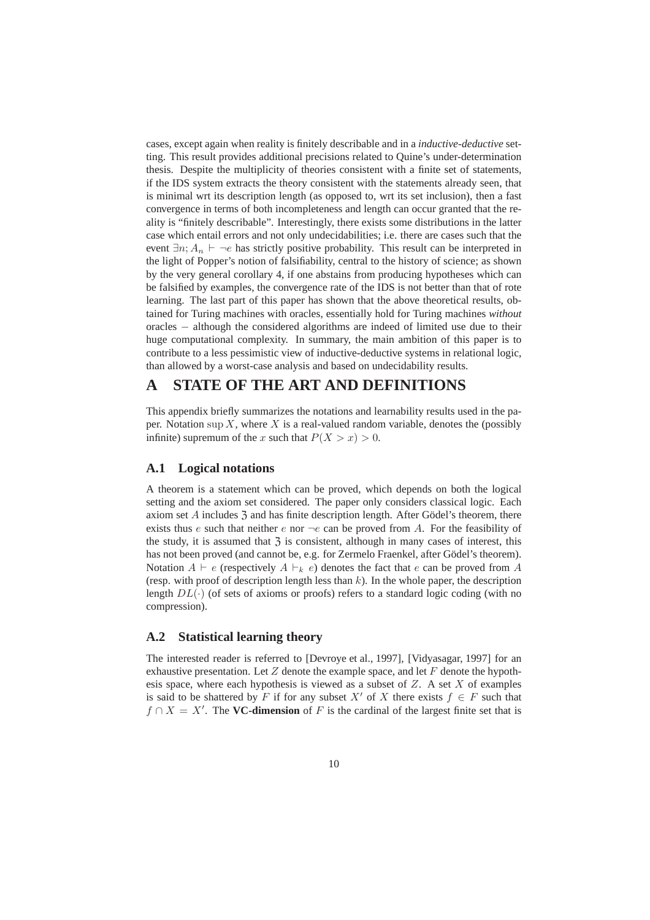cases, except again when reality is finitely describable and in a *inductive-deductive* setting. This result provides additional precisions related to Quine's under-determination thesis. Despite the multiplicity of theories consistent with a finite set of statements, if the IDS system extracts the theory consistent with the statements already seen, that is minimal wrt its description length (as opposed to, wrt its set inclusion), then a fast convergence in terms of both incompleteness and length can occur granted that the reality is "finitely describable". Interestingly, there exists some distributions in the latter case which entail errors and not only undecidabilities; i.e. there are cases such that the event $\exists n; A_n \vdash \neg e$ has strictly positive probability. This result can be interpreted in the light of Popper's notion of falsifiability, central to the history of science; as shown by the very general corollary 4, if one abstains from producing hypotheses which can be falsified by examples, the convergence rate of the IDS is not better than that of rote learning. The last part of this paper has shown that the above theoretical results, obtained for Turing machines with oracles, essentially hold for Turing machines *without* oracles $-$ although the considered algorithms are indeed of limited use due to their huge computational complexity. In summary, the main ambition of this paper is to contribute to a less pessimistic view of inductive-deductive systems in relational logic, than allowed by a worst-case analysis and based on undecidability results.

# A STATE OF THE ART AND DEFINITIONS

This appendix briefly summarizes the notations and learnability results used in the paper. Notation $\sup X$, where $X$ is a real-valued random variable, denotes the (possibly infinite) supremum of the $x$ such that $P(X > x) > 0$.

## A.1 Logical notations

A theorem is a statement which can be proved, which depends on both the logical setting and the axiom set considered. The paper only considers classical logic. Each axiom set $A$ includes $\mathfrak{Z}$ and has finite description length. After Gödel's theorem, there exists thus $e$ such that neither $e$ nor $\neg e$ can be proved from $A$. For the feasibility of the study, it is assumed that $\mathfrak{Z}$ is consistent, although in many cases of interest, this has not been proved (and cannot be, e.g. for Zermelo Fraenkel, after Gödel's theorem). Notation $A \vdash e$ (respectively $A \vdash_k e$) denotes the fact that $e$ can be proved from $A$ (resp. with proof of description length less than $k$). In the whole paper, the description length $DL(\cdot)$ (of sets of axioms or proofs) refers to a standard logic coding (with no compression).

## A.2 Statistical learning theory

The interested reader is referred to [Devroye et al., 1997], [Vidyasagar, 1997] for an exhaustive presentation. Let $Z$ denote the example space, and let $F$ denote the hypothesis space, where each hypothesis is viewed as a subset of $Z$. A set $X$ of examples is said to be shattered by $F$ if for any subset $X'$ of $X$ there exists $f \in F$ such that $f \cap X = X'$. The **VC-dimension** of $F$ is the cardinal of the largest finite set that is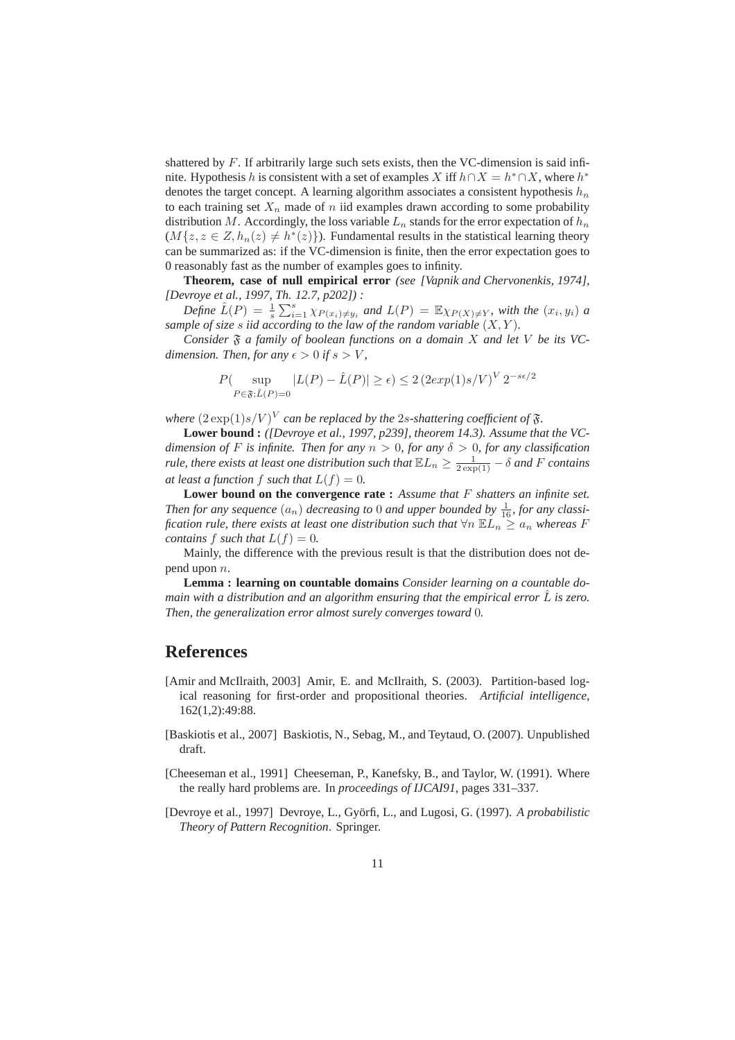shattered by $F$. If arbitrarily large such sets exists, then the VC-dimension is said infinite. Hypothesis $h$ is consistent with a set of examples $X$ iff $h \cap X = h^* \cap X$, where $h^*$ denotes the target concept. A learning algorithm associates a consistent hypothesis $h_n$ to each training set $X_n$ made of $n$ iid examples drawn according to some probability distribution $M$. Accordingly, the loss variable $L_n$ stands for the error expectation of $h_n$ ($M\{z, z \in Z, h_n(z) \neq h^*(z)\}$). Fundamental results in the statistical learning theory can be summarized as: if the VC-dimension is finite, then the error expectation goes to 0 reasonably fast as the number of examples goes to infinity.

**Theorem, case of null empirical error** *(see [Vapnik and Chervonenkis, 1974], [Devroye et al., 1997, Th. 12.7, p202]) :*

*Define $\hat{L}(P) = \frac{1}{s}\sum_{i=1}^{s} \chi_{P(x_i) \neq y_i}$ and $L(P) = \mathbb{E}\chi_{P(X) \neq Y}$, with the $(x_i, y_i)$ a sample of size $s$ iid according to the law of the random variable $(X, Y)$.*

*Consider $\mathfrak{F}$ a family of boolean functions on a domain $X$ and let $V$ be its VC-dimension. Then, for any $\epsilon > 0$ if $s > V$,*

$$P(\sup_{P \in \mathfrak{F}; \hat{L}(P)=0} |L(P) - \hat{L}(P)| \geq \epsilon) \leq 2\,(2exp(1)s/V)^V\, 2^{-s\epsilon/2}$$

*where $(2\exp(1)s/V)^V$ can be replaced by the $2s$-shattering coefficient of $\mathfrak{F}$.*

**Lower bound :** *([Devroye et al., 1997, p239], theorem 14.3). Assume that the VC-dimension of $F$ is infinite. Then for any $n > 0$, for any $\delta > 0$, for any classification rule, there exists at least one distribution such that $\mathbb{E}L_n \geq \frac{1}{2\exp(1)} - \delta$ and $F$ contains at least a function $f$ such that $L(f) = 0$.*

**Lower bound on the convergence rate :** *Assume that $F$ shatters an infinite set. Then for any sequence $(a_n)$ decreasing to 0 and upper bounded by $\frac{1}{16}$, for any classification rule, there exists at least one distribution such that $\forall n\ \mathbb{E}L_n \geq a_n$ whereas $F$ contains $f$ such that $L(f) = 0$.*

Mainly, the difference with the previous result is that the distribution does not depend upon $n$.

**Lemma : learning on countable domains** *Consider learning on a countable domain with a distribution and an algorithm ensuring that the empirical error $\hat{L}$ is zero. Then, the generalization error almost surely converges toward 0.*

# References

[Amir and McIlraith, 2003] Amir, E. and McIlraith, S. (2003). Partition-based logical reasoning for first-order and propositional theories. *Artificial intelligence*, 162(1,2):49:88.

[Baskiotis et al., 2007] Baskiotis, N., Sebag, M., and Teytaud, O. (2007). Unpublished draft.

[Cheeseman et al., 1991] Cheeseman, P., Kanefsky, B., and Taylor, W. (1991). Where the really hard problems are. In *proceedings of IJCAI91*, pages 331–337.

[Devroye et al., 1997] Devroye, L., Györfi, L., and Lugosi, G. (1997). *A probabilistic Theory of Pattern Recognition*. Springer.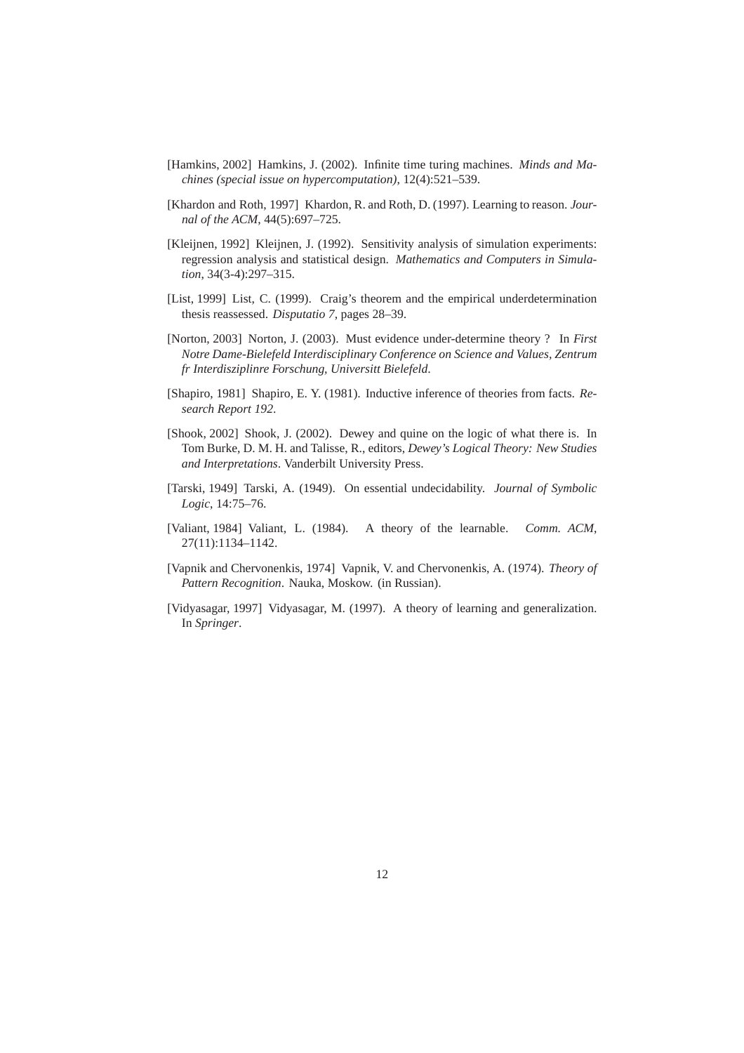[Hamkins, 2002] Hamkins, J. (2002). Infinite time turing machines. *Minds and Machines (special issue on hypercomputation)*, 12(4):521–539.

[Khardon and Roth, 1997] Khardon, R. and Roth, D. (1997). Learning to reason. *Journal of the ACM*, 44(5):697–725.

[Kleijnen, 1992] Kleijnen, J. (1992). Sensitivity analysis of simulation experiments: regression analysis and statistical design. *Mathematics and Computers in Simulation*, 34(3-4):297–315.

[List, 1999] List, C. (1999). Craig's theorem and the empirical underdetermination thesis reassessed. *Disputatio 7*, pages 28–39.

[Norton, 2003] Norton, J. (2003). Must evidence under-determine theory ? In *First Notre Dame-Bielefeld Interdisciplinary Conference on Science and Values, Zentrum fr Interdisziplinre Forschung, Universitt Bielefeld*.

[Shapiro, 1981] Shapiro, E. Y. (1981). Inductive inference of theories from facts. *Research Report 192*.

[Shook, 2002] Shook, J. (2002). Dewey and quine on the logic of what there is. In Tom Burke, D. M. H. and Talisse, R., editors, *Dewey's Logical Theory: New Studies and Interpretations*. Vanderbilt University Press.

[Tarski, 1949] Tarski, A. (1949). On essential undecidability. *Journal of Symbolic Logic*, 14:75–76.

[Valiant, 1984] Valiant, L. (1984). A theory of the learnable. *Comm. ACM*, 27(11):1134–1142.

[Vapnik and Chervonenkis, 1974] Vapnik, V. and Chervonenkis, A. (1974). *Theory of Pattern Recognition*. Nauka, Moskow. (in Russian).

[Vidyasagar, 1997] Vidyasagar, M. (1997). A theory of learning and generalization. In *Springer*.